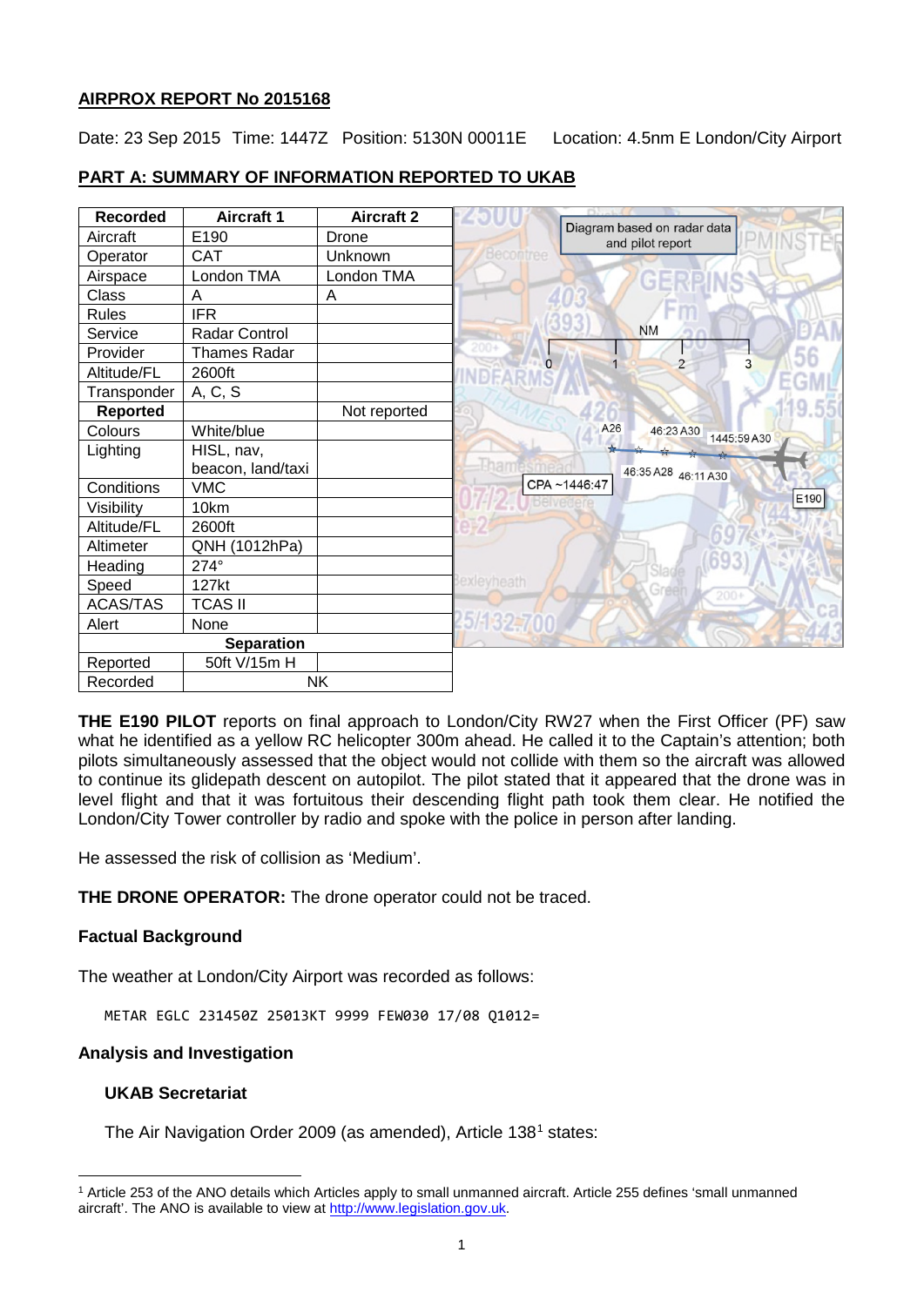## AIRPROX REPORT No 2015168

Date: 23 Sep 2015 Time: 1447Z Position: 5130N 00011E Location: 4.5nm E London/City Airport

## PART A: SUMMARY OF INFORMATION REPORTED TO UKAB

| Recorded | Aircraft 1 | Aircraft 2 |
|---|---|---|
| Aircraft | E190 | Drone |
| Operator | CAT | Unknown |
| Airspace | London TMA | London TMA |
| Class | A | A |
| Rules | IFR | |
| Service | Radar Control | |
| Provider | Thames Radar | |
| Altitude/FL | 2600ft | |
| Transponder | A, C, S | |
| **Reported** | | Not reported |
| Colours | White/blue | |
| Lighting | HISL, nav, beacon, land/taxi | |
| Conditions | VMC | |
| Visibility | 10km | |
| Altitude/FL | 2600ft | |
| Altimeter | QNH (1012hPa) | |
| Heading | 274° | |
| Speed | 127kt | |
| ACAS/TAS | TCAS II | |
| Alert | None | |
| **Separation** | | |
| Reported | 50ft V/15m H | |
| Recorded | NK | |

**THE E190 PILOT** reports on final approach to London/City RW27 when the First Officer (PF) saw what he identified as a yellow RC helicopter 300m ahead. He called it to the Captain's attention; both pilots simultaneously assessed that the object would not collide with them so the aircraft was allowed to continue its glidepath descent on autopilot. The pilot stated that it appeared that the drone was in level flight and that it was fortuitous their descending flight path took them clear. He notified the London/City Tower controller by radio and spoke with the police in person after landing.

He assessed the risk of collision as 'Medium'.

**THE DRONE OPERATOR:** The drone operator could not be traced.

### Factual Background

The weather at London/City Airport was recorded as follows:

```
METAR EGLC 231450Z 25013KT 9999 FEW030 17/08 Q1012=
```

### Analysis and Investigation

#### UKAB Secretariat

The Air Navigation Order 2009 (as amended), Article 138[1] states:

[1] Article 253 of the ANO details which Articles apply to small unmanned aircraft. Article 255 defines 'small unmanned aircraft'. The ANO is available to view at http://www.legislation.gov.uk.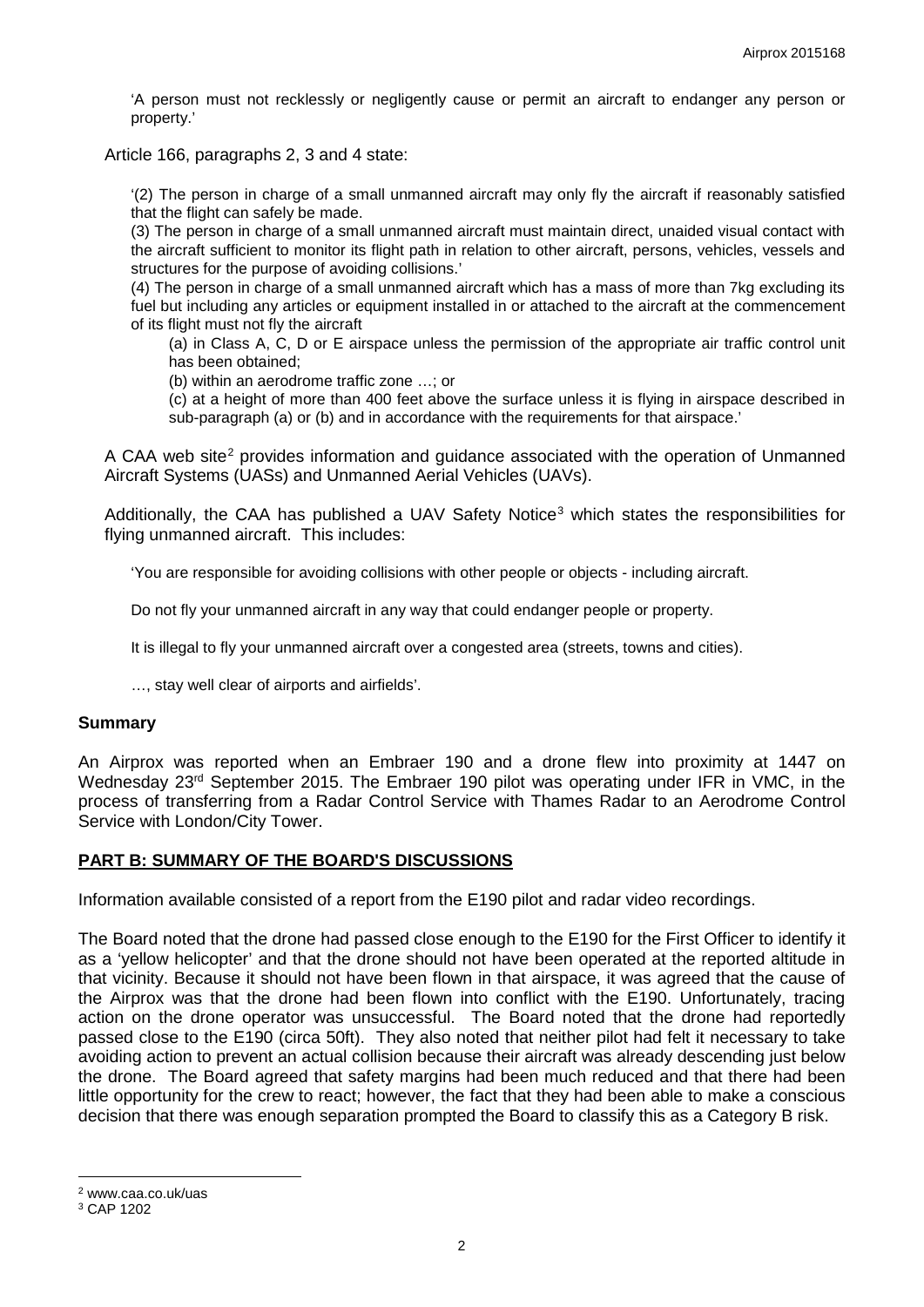'A person must not recklessly or negligently cause or permit an aircraft to endanger any person or property.'

Article 166, paragraphs 2, 3 and 4 state:

> '(2) The person in charge of a small unmanned aircraft may only fly the aircraft if reasonably satisfied that the flight can safely be made.
>
> (3) The person in charge of a small unmanned aircraft must maintain direct, unaided visual contact with the aircraft sufficient to monitor its flight path in relation to other aircraft, persons, vehicles, vessels and structures for the purpose of avoiding collisions.'
>
> (4) The person in charge of a small unmanned aircraft which has a mass of more than 7kg excluding its fuel but including any articles or equipment installed in or attached to the aircraft at the commencement of its flight must not fly the aircraft
>
> (a) in Class A, C, D or E airspace unless the permission of the appropriate air traffic control unit has been obtained;
>
> (b) within an aerodrome traffic zone …; or
>
> (c) at a height of more than 400 feet above the surface unless it is flying in airspace described in sub-paragraph (a) or (b) and in accordance with the requirements for that airspace.'

A CAA web site[2] provides information and guidance associated with the operation of Unmanned Aircraft Systems (UASs) and Unmanned Aerial Vehicles (UAVs).

Additionally, the CAA has published a UAV Safety Notice[3] which states the responsibilities for flying unmanned aircraft. This includes:

> 'You are responsible for avoiding collisions with other people or objects - including aircraft.
>
> Do not fly your unmanned aircraft in any way that could endanger people or property.
>
> It is illegal to fly your unmanned aircraft over a congested area (streets, towns and cities).
>
> …, stay well clear of airports and airfields'.

## Summary

An Airprox was reported when an Embraer 190 and a drone flew into proximity at 1447 on Wednesday 23rd September 2015. The Embraer 190 pilot was operating under IFR in VMC, in the process of transferring from a Radar Control Service with Thames Radar to an Aerodrome Control Service with London/City Tower.

## PART B: SUMMARY OF THE BOARD'S DISCUSSIONS

Information available consisted of a report from the E190 pilot and radar video recordings.

The Board noted that the drone had passed close enough to the E190 for the First Officer to identify it as a 'yellow helicopter' and that the drone should not have been operated at the reported altitude in that vicinity. Because it should not have been flown in that airspace, it was agreed that the cause of the Airprox was that the drone had been flown into conflict with the E190. Unfortunately, tracing action on the drone operator was unsuccessful. The Board noted that the drone had reportedly passed close to the E190 (circa 50ft). They also noted that neither pilot had felt it necessary to take avoiding action to prevent an actual collision because their aircraft was already descending just below the drone. The Board agreed that safety margins had been much reduced and that there had been little opportunity for the crew to react; however, the fact that they had been able to make a conscious decision that there was enough separation prompted the Board to classify this as a Category B risk.

---

[2] www.caa.co.uk/uas

[3] CAP 1202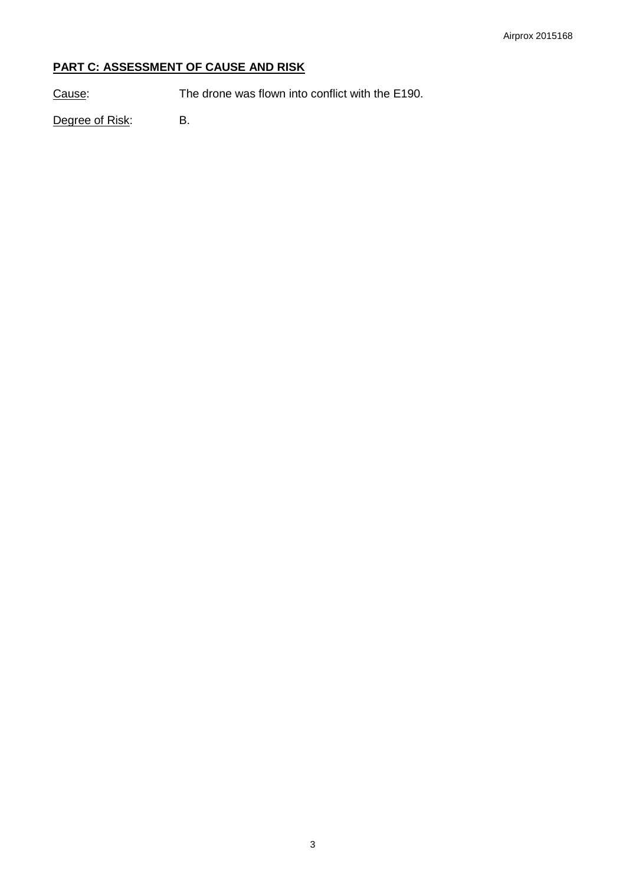**PART C: ASSESSMENT OF CAUSE AND RISK**

Cause: The drone was flown into conflict with the E190.

Degree of Risk: B.